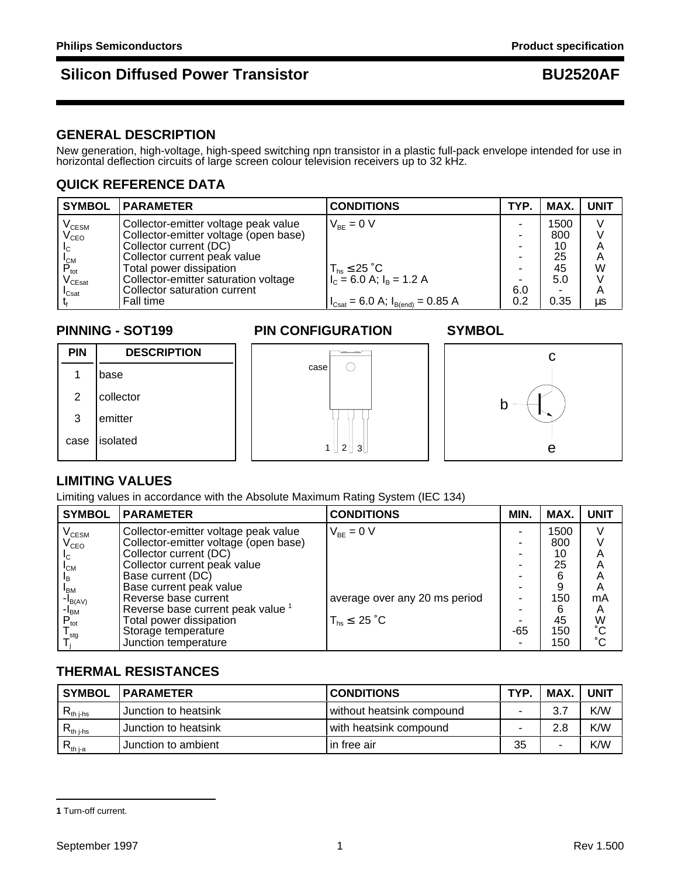Philips Semiconductors — Product specification

# Silicon Diffused Power Transistor — BU2520AF

## GENERAL DESCRIPTION

New generation, high-voltage, high-speed switching npn transistor in a plastic full-pack envelope intended for use in horizontal deflection circuits of large screen colour television receivers up to 32 kHz.

## QUICK REFERENCE DATA

| SYMBOL | PARAMETER | CONDITIONS | TYP. | MAX. | UNIT |
|---|---|---|---|---|---|
| $V_{CESM}$ | Collector-emitter voltage peak value | $V_{BE}$ = 0 V | - | 1500 | V |
| $V_{CEO}$ | Collector-emitter voltage (open base) | | - | 800 | V |
| $I_C$ | Collector current (DC) | | - | 10 | A |
| $I_{CM}$ | Collector current peak value | | - | 25 | A |
| $P_{tot}$ | Total power dissipation | $T_{hs} \leq 25$ ˚C | - | 45 | W |
| $V_{CEsat}$ | Collector-emitter saturation voltage | $I_C$ = 6.0 A; $I_B$ = 1.2 A | - | 5.0 | V |
| $I_{Csat}$ | Collector saturation current | | 6.0 | - | A |
| $t_f$ | Fall time | $I_{Csat}$ = 6.0 A; $I_{B(end)}$ = 0.85 A | 0.2 | 0.35 | µs |

## PINNING - SOT199

| PIN | DESCRIPTION |
|---|---|
| 1 | base |
| 2 | collector |
| 3 | emitter |
| case | isolated |

## PIN CONFIGURATION

case

1 2 3

## SYMBOL

c

b

e

## LIMITING VALUES

Limiting values in accordance with the Absolute Maximum Rating System (IEC 134)

| SYMBOL | PARAMETER | CONDITIONS | MIN. | MAX. | UNIT |
|---|---|---|---|---|---|
| $V_{CESM}$ | Collector-emitter voltage peak value | $V_{BE}$ = 0 V | - | 1500 | V |
| $V_{CEO}$ | Collector-emitter voltage (open base) | | - | 800 | V |
| $I_C$ | Collector current (DC) | | - | 10 | A |
| $I_{CM}$ | Collector current peak value | | - | 25 | A |
| $I_B$ | Base current (DC) | | - | 6 | A |
| $I_{BM}$ | Base current peak value | | - | 9 | A |
| $-I_{B(AV)}$ | Reverse base current | average over any 20 ms period | - | 150 | mA |
| $-I_{BM}$ | Reverse base current peak value [1] | | - | 6 | A |
| $P_{tot}$ | Total power dissipation | $T_{hs} \leq 25$ ˚C | - | 45 | W |
| $T_{stg}$ | Storage temperature | | -65 | 150 | ˚C |
| $T_j$ | Junction temperature | | - | 150 | ˚C |

## THERMAL RESISTANCES

| SYMBOL | PARAMETER | CONDITIONS | TYP. | MAX. | UNIT |
|---|---|---|---|---|---|
| $R_{th\ j-hs}$ | Junction to heatsink | without heatsink compound | - | 3.7 | K/W |
| $R_{th\ j-hs}$ | Junction to heatsink | with heatsink compound | - | 2.8 | K/W |
| $R_{th\ j-a}$ | Junction to ambient | in free air | 35 | - | K/W |

[1] Turn-off current.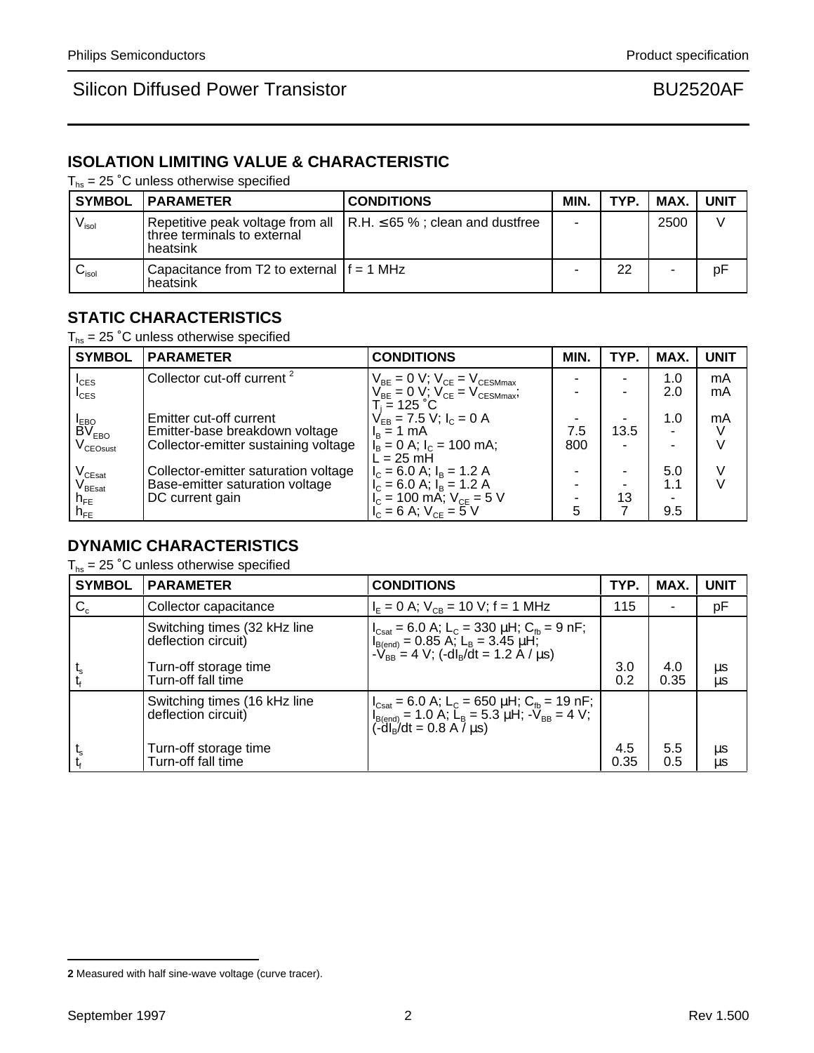## ISOLATION LIMITING VALUE & CHARACTERISTIC

$T_{hs}$ = 25 ˚C unless otherwise specified

| SYMBOL | PARAMETER | CONDITIONS | MIN. | TYP. | MAX. | UNIT |
|---|---|---|---|---|---|---|
| $V_{isol}$ | Repetitive peak voltage from all three terminals to external heatsink | R.H. ≤ 65 % ; clean and dustfree | - | | 2500 | V |
| $C_{isol}$ | Capacitance from T2 to external heatsink | f = 1 MHz | - | 22 | - | pF |

## STATIC CHARACTERISTICS

$T_{hs}$ = 25 ˚C unless otherwise specified

| SYMBOL | PARAMETER | CONDITIONS | MIN. | TYP. | MAX. | UNIT |
|---|---|---|---|---|---|---|
| $I_{CES}$ | Collector cut-off current [2] | $V_{BE}$ = 0 V; $V_{CE}$ = $V_{CESMmax}$ | - | - | 1.0 | mA |
| $I_{CES}$ | | $V_{BE}$ = 0 V; $V_{CE}$ = $V_{CESMmax}$; $T_j$ = 125 ˚C | - | - | 2.0 | mA |
| $I_{EBO}$ | Emitter cut-off current | $V_{EB}$ = 7.5 V; $I_C$ = 0 A | - | - | 1.0 | mA |
| $BV_{EBO}$ | Emitter-base breakdown voltage | $I_B$ = 1 mA | 7.5 | 13.5 | - | V |
| $V_{CEOsust}$ | Collector-emitter sustaining voltage | $I_B$ = 0 A; $I_C$ = 100 mA; L = 25 mH | 800 | - | - | V |
| $V_{CEsat}$ | Collector-emitter saturation voltage | $I_C$ = 6.0 A; $I_B$ = 1.2 A | - | - | 5.0 | V |
| $V_{BEsat}$ | Base-emitter saturation voltage | $I_C$ = 6.0 A; $I_B$ = 1.2 A | - | - | 1.1 | V |
| $h_{FE}$ | DC current gain | $I_C$ = 100 mA; $V_{CE}$ = 5 V | - | 13 | - | |
| $h_{FE}$ | | $I_C$ = 6 A; $V_{CE}$ = 5 V | 5 | 7 | 9.5 | |

## DYNAMIC CHARACTERISTICS

$T_{hs}$ = 25 ˚C unless otherwise specified

| SYMBOL | PARAMETER | CONDITIONS | TYP. | MAX. | UNIT |
|---|---|---|---|---|---|
| $C_c$ | Collector capacitance | $I_E$ = 0 A; $V_{CB}$ = 10 V; f = 1 MHz | 115 | - | pF |
| | Switching times (32 kHz line deflection circuit) | $I_{Csat}$ = 6.0 A; $L_C$ = 330 µH; $C_{fb}$ = 9 nF; $I_{B(end)}$ = 0.85 A; $L_B$ = 3.45 µH; $-V_{BB}$ = 4 V; ($-dI_B/dt$ = 1.2 A / µs) | | | |
| $t_s$ | Turn-off storage time | | 3.0 | 4.0 | µs |
| $t_f$ | Turn-off fall time | | 0.2 | 0.35 | µs |
| | Switching times (16 kHz line deflection circuit) | $I_{Csat}$ = 6.0 A; $L_C$ = 650 µH; $C_{fb}$ = 19 nF; $I_{B(end)}$ = 1.0 A; $L_B$ = 5.3 µH; $-V_{BB}$ = 4 V; ($-dI_B/dt$ = 0.8 A / µs) | | | |
| $t_s$ | Turn-off storage time | | 4.5 | 5.5 | µs |
| $t_f$ | Turn-off fall time | | 0.35 | 0.5 | µs |

**2** Measured with half sine-wave voltage (curve tracer).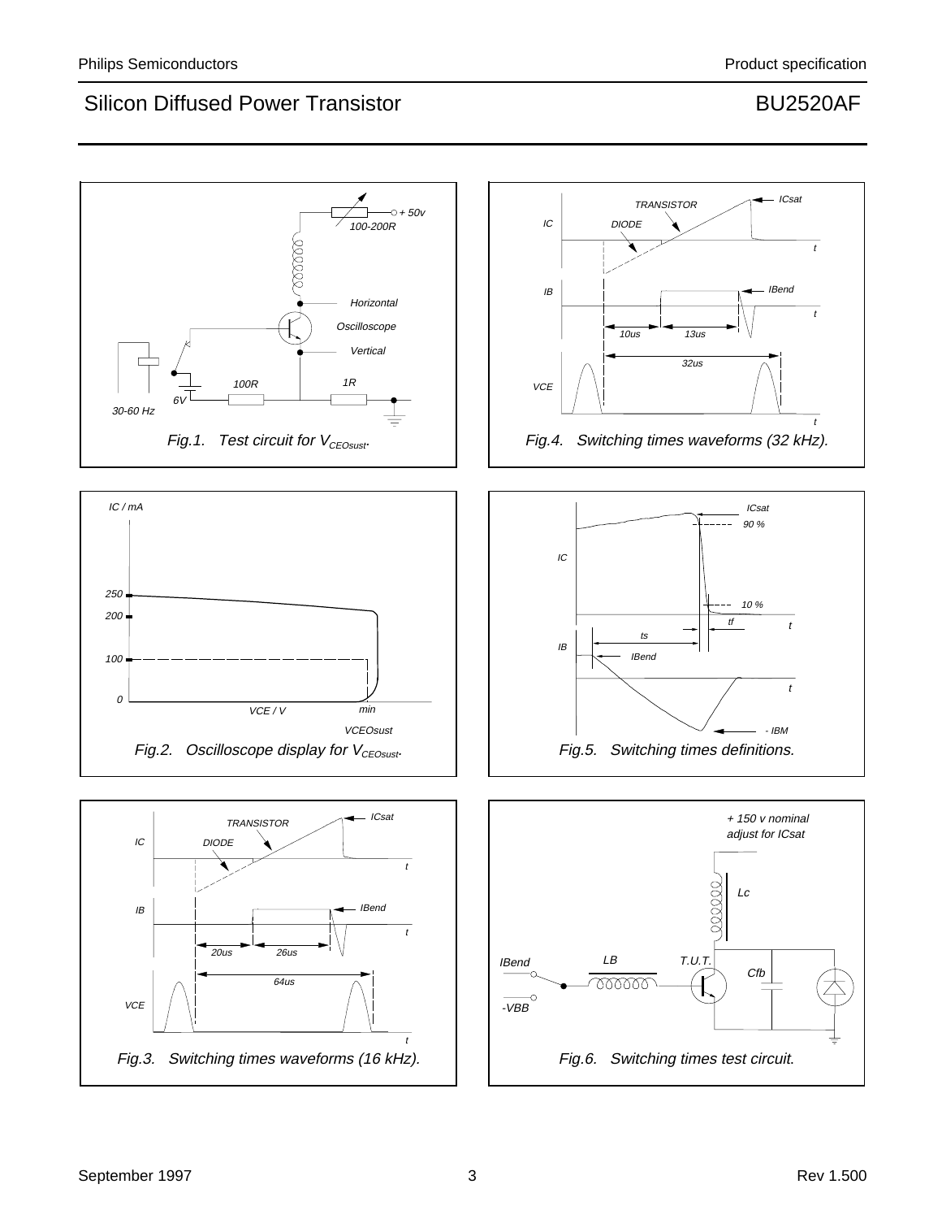Fig.1. Test circuit for $V_{CEOsust}$.

Fig.4. Switching times waveforms (32 kHz).

Fig.2. Oscilloscope display for $V_{CEOsust}$.

Fig.5. Switching times definitions.

Fig.3. Switching times waveforms (16 kHz).

Fig.6. Switching times test circuit.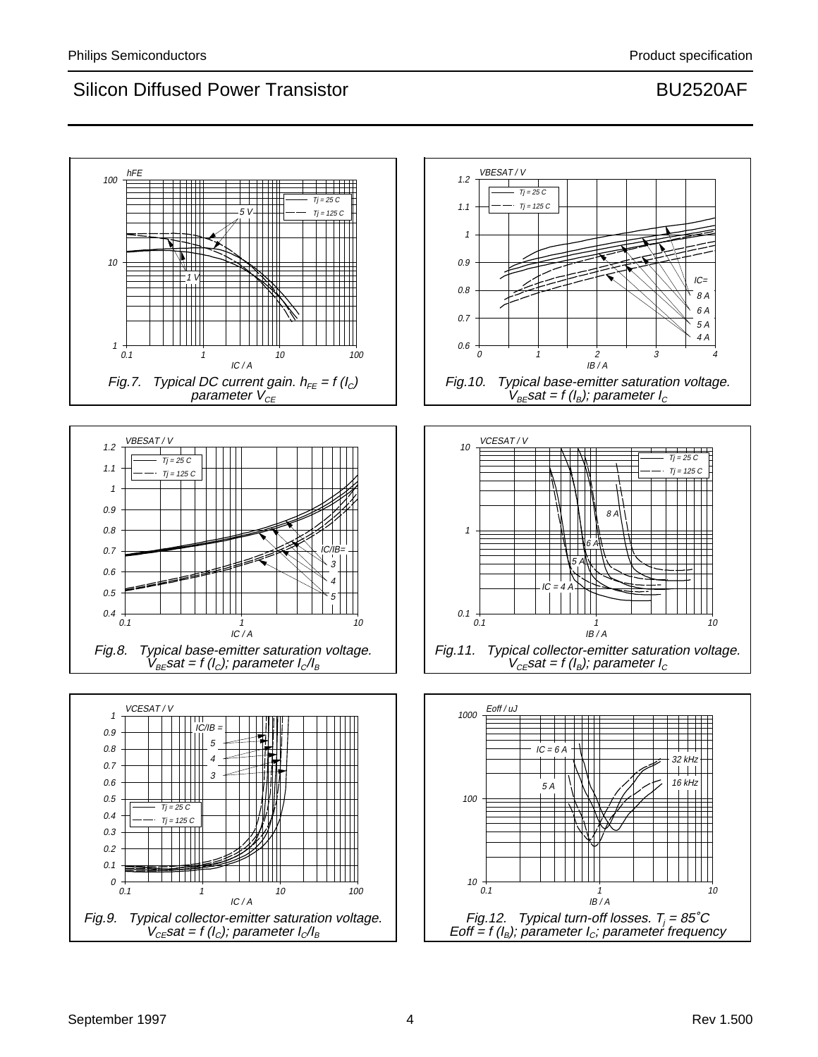Fig.7. Typical DC current gain. $h_{FE} = f(I_C)$ parameter $V_{CE}$

Fig.10. Typical base-emitter saturation voltage. $V_{BE}sat = f(I_B)$; parameter $I_C$

Fig.8. Typical base-emitter saturation voltage. $V_{BE}sat = f(I_C)$; parameter $I_C/I_B$

Fig.11. Typical collector-emitter saturation voltage. $V_{CE}sat = f(I_B)$; parameter $I_C$

Fig.9. Typical collector-emitter saturation voltage. $V_{CE}sat = f(I_C)$; parameter $I_C/I_B$

Fig.12. Typical turn-off losses. $T_j = 85°C$ $E_{off} = f(I_B)$; parameter $I_C$; parameter frequency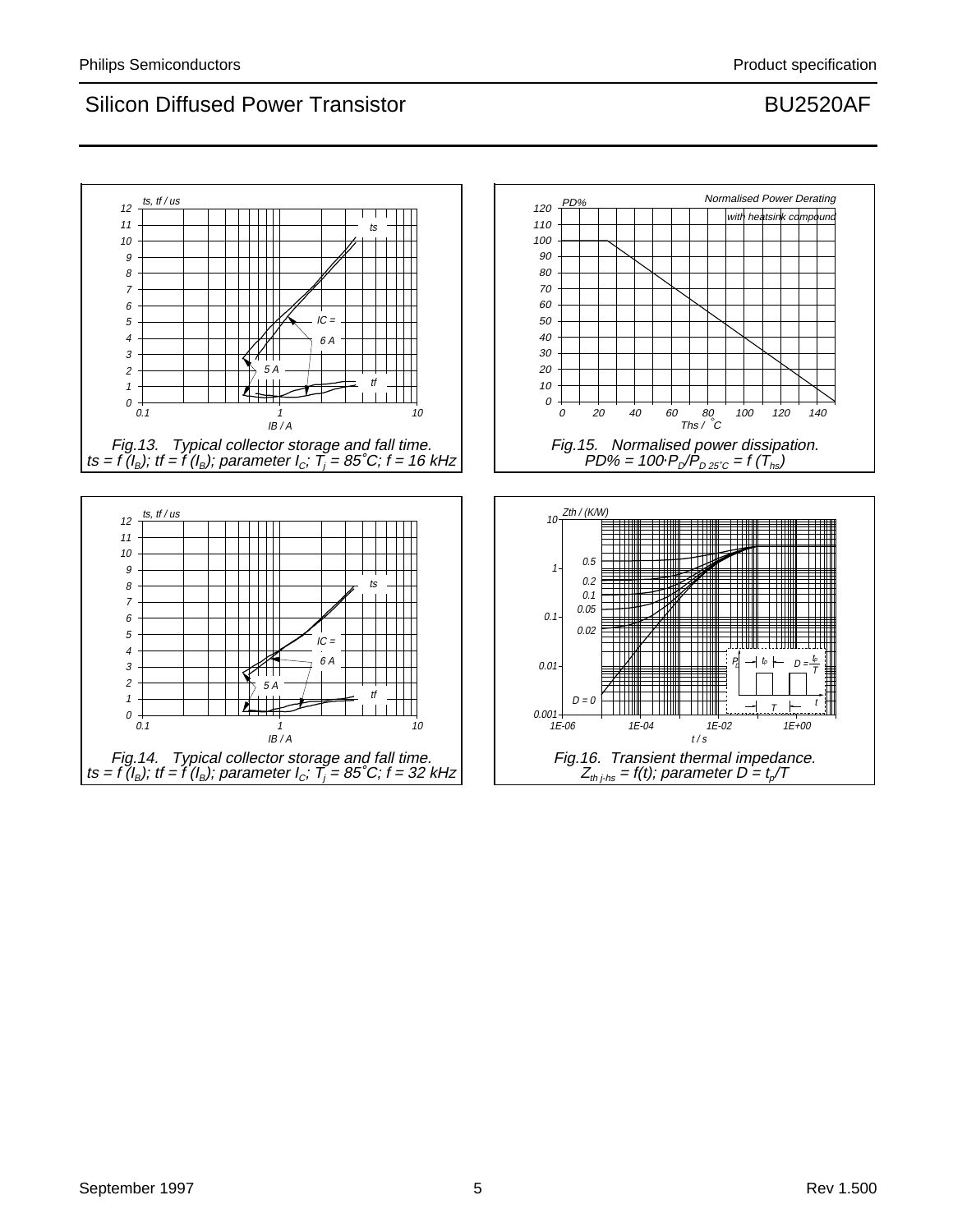Fig.13. Typical collector storage and fall time. $t_s = f(I_B)$; $t_f = f(I_B)$; parameter $I_C$; $T_j = 85˚C$; $f = 16$ kHz

Fig.15. Normalised power dissipation. $PD\% = 100 \cdot P_D/P_{D\,25˚C} = f(T_{hs})$

Fig.14. Typical collector storage and fall time. $t_s = f(I_B)$; $t_f = f(I_B)$; parameter $I_C$; $T_j = 85˚C$; $f = 32$ kHz

Fig.16. Transient thermal impedance. $Z_{th\,j\text{-}hs} = f(t)$; parameter $D = t_p/T$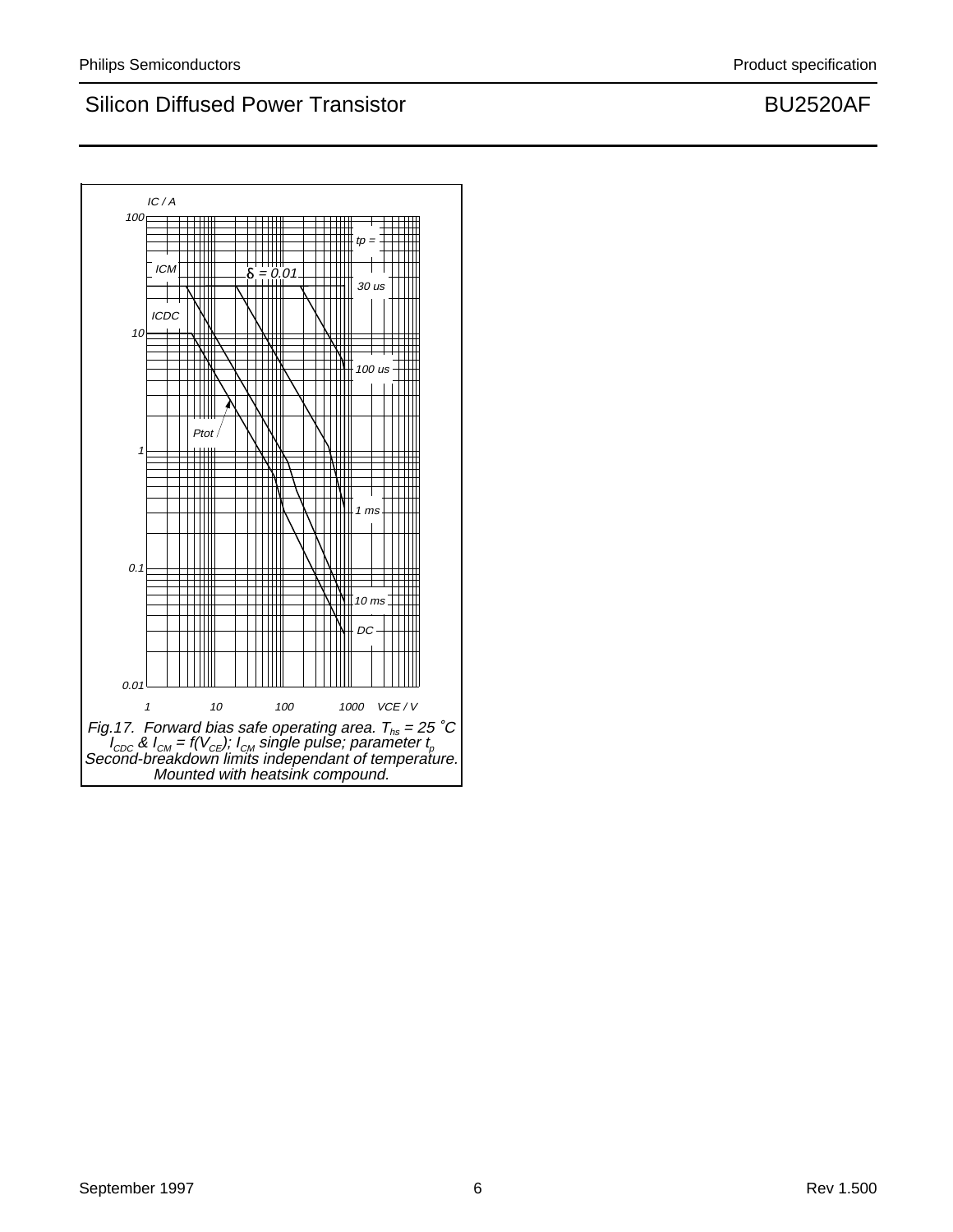IC / A

100

10

1

0.1

0.01

1 10 100 1000 VCE / V

ICM

ICDC

δ = 0.01

Ptot

tp =

30 us

100 us

1 ms

10 ms

DC

Fig.17. Forward bias safe operating area. $T_{hs}$ = 25 ˚C
$I_{CDC}$ & $I_{CM}$ = f($V_{CE}$); $I_{CM}$ single pulse; parameter $t_p$
Second-breakdown limits independant of temperature.
Mounted with heatsink compound.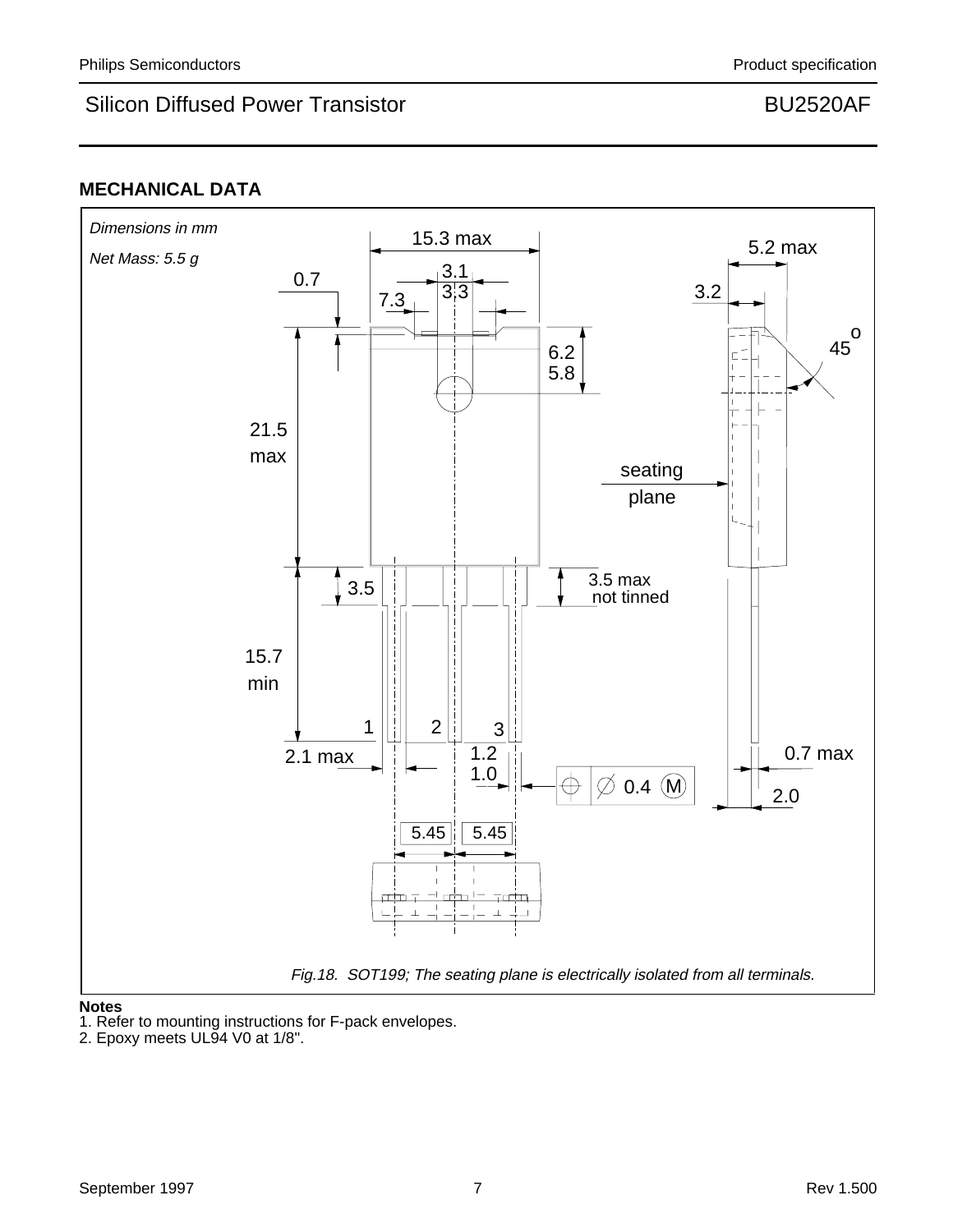## MECHANICAL DATA

*Dimensions in mm*

*Net Mass: 5.5 g*

15.3 max

5.2 max

0.7

3.1

3.3

7.3

3.2

45°

6.2

5.8

21.5 max

seating plane

3.5

3.5 max not tinned

15.7 min

1 2 3

2.1 max

1.2

1.0

0.4 M

0.7 max

2.0

5.45 5.45

*Fig.18. SOT199; The seating plane is electrically isolated from all terminals.*

**Notes**

1. Refer to mounting instructions for F-pack envelopes.
2. Epoxy meets UL94 V0 at 1/8".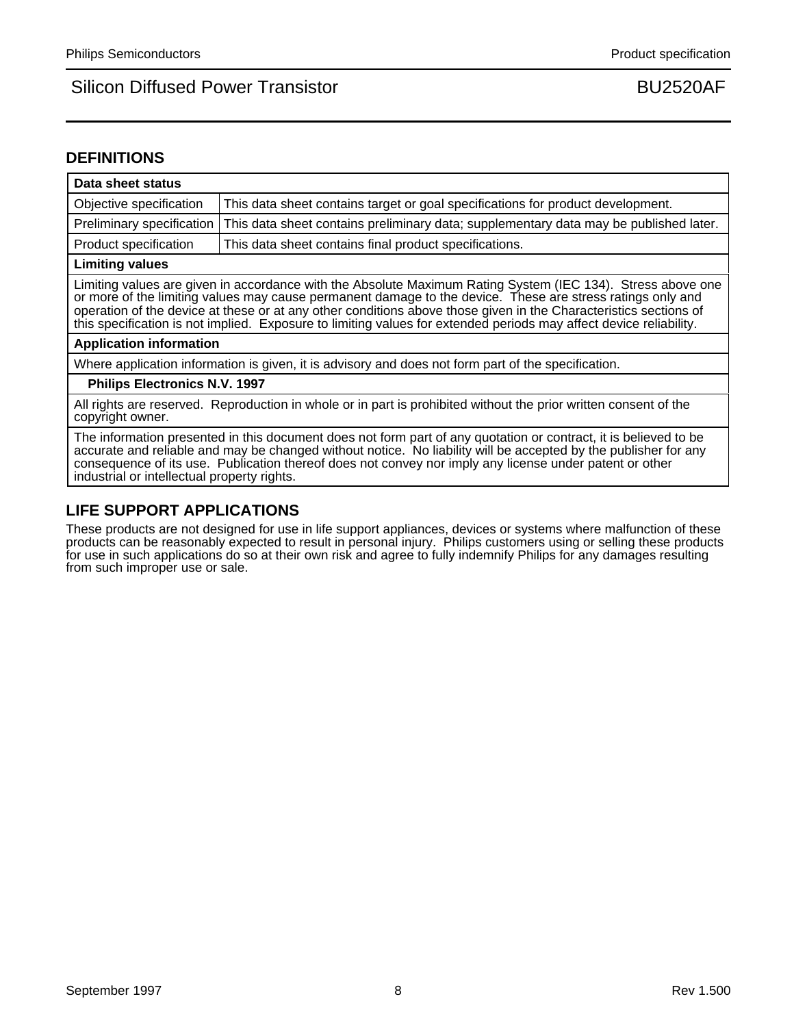## DEFINITIONS

| | |
|---|---|
| **Data sheet status** | |
| Objective specification | This data sheet contains target or goal specifications for product development. |
| Preliminary specification | This data sheet contains preliminary data; supplementary data may be published later. |
| Product specification | This data sheet contains final product specifications. |
| **Limiting values** | |
| Limiting values are given in accordance with the Absolute Maximum Rating System (IEC 134). Stress above one or more of the limiting values may cause permanent damage to the device. These are stress ratings only and operation of the device at these or at any other conditions above those given in the Characteristics sections of this specification is not implied. Exposure to limiting values for extended periods may affect device reliability. | |
| **Application information** | |
| Where application information is given, it is advisory and does not form part of the specification. | |
| **Philips Electronics N.V. 1997** | |
| All rights are reserved. Reproduction in whole or in part is prohibited without the prior written consent of the copyright owner. | |
| The information presented in this document does not form part of any quotation or contract, it is believed to be accurate and reliable and may be changed without notice. No liability will be accepted by the publisher for any consequence of its use. Publication thereof does not convey nor imply any license under patent or other industrial or intellectual property rights. | |

## LIFE SUPPORT APPLICATIONS

These products are not designed for use in life support appliances, devices or systems where malfunction of these products can be reasonably expected to result in personal injury. Philips customers using or selling these products for use in such applications do so at their own risk and agree to fully indemnify Philips for any damages resulting from such improper use or sale.